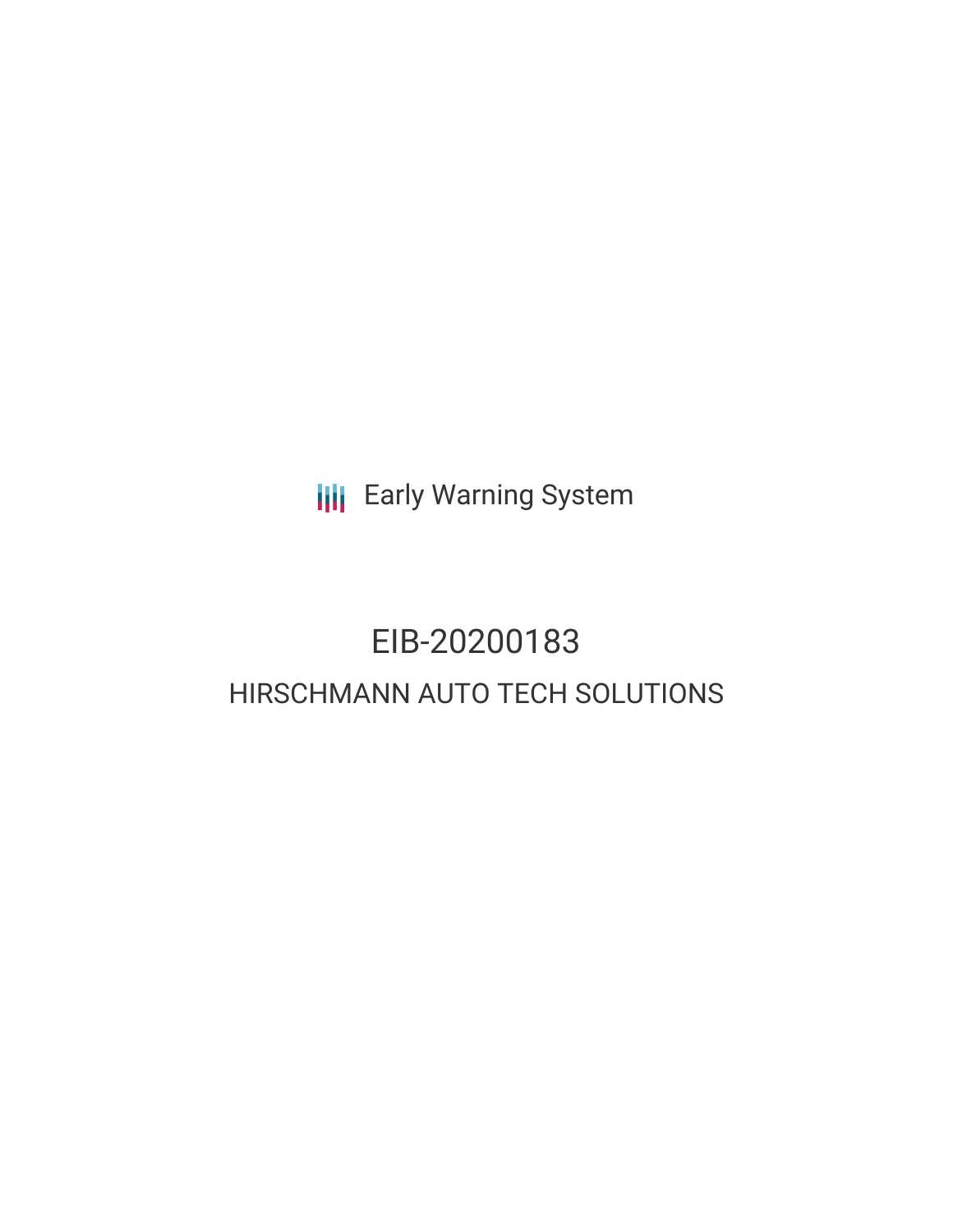Early Warning System

# EIB-20200183

## HIRSCHMANN AUTO TECH SOLUTIONS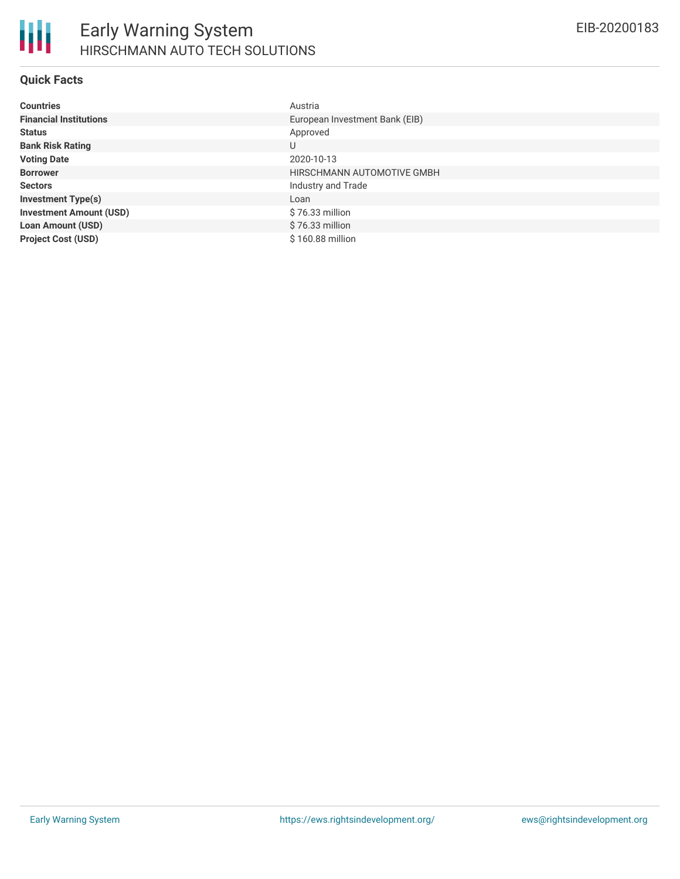# Early Warning System
## HIRSCHMANN AUTO TECH SOLUTIONS

EIB-20200183

### Quick Facts

| | |
|---|---|
| **Countries** | Austria |
| **Financial Institutions** | European Investment Bank (EIB) |
| **Status** | Approved |
| **Bank Risk Rating** | U |
| **Voting Date** | 2020-10-13 |
| **Borrower** | HIRSCHMANN AUTOMOTIVE GMBH |
| **Sectors** | Industry and Trade |
| **Investment Type(s)** | Loan |
| **Investment Amount (USD)** | $ 76.33 million |
| **Loan Amount (USD)** | $ 76.33 million |
| **Project Cost (USD)** | $ 160.88 million |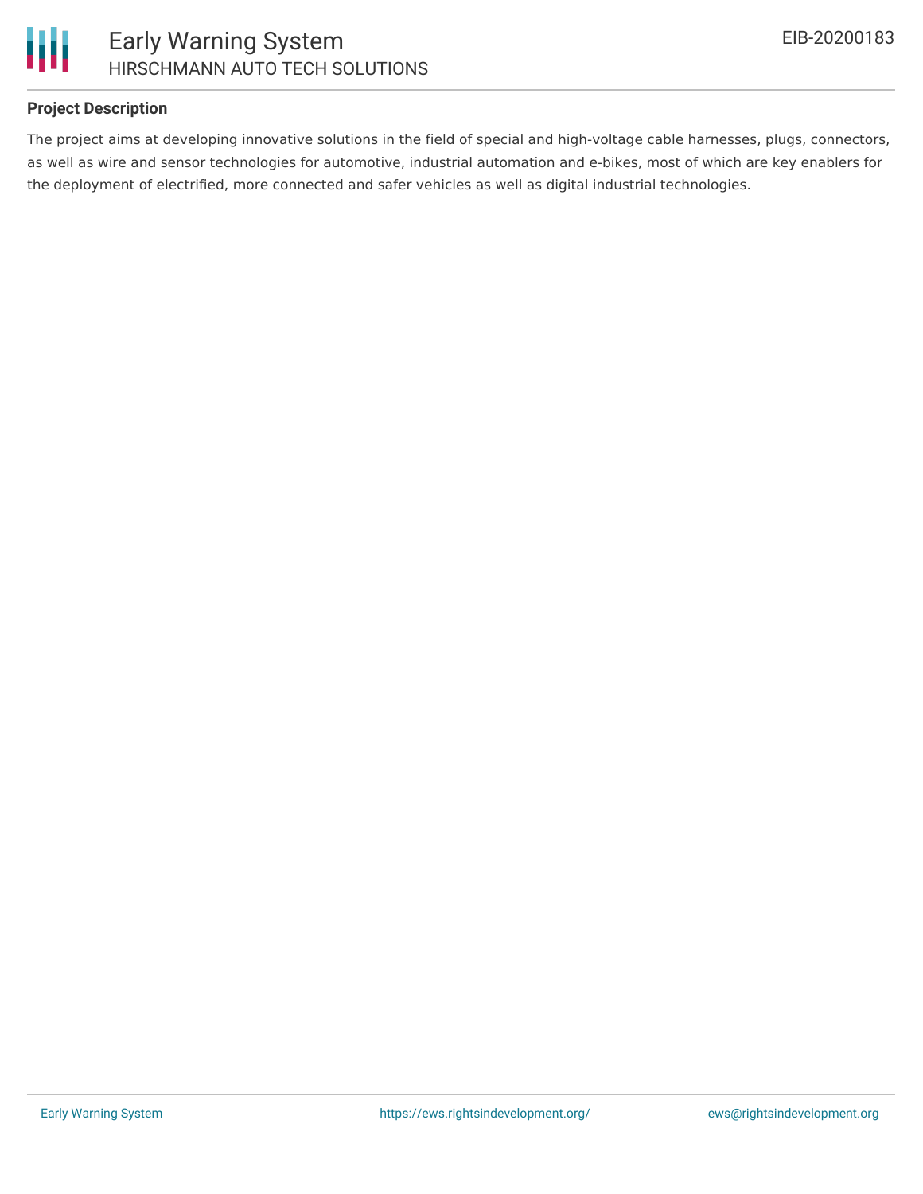## Project Description

The project aims at developing innovative solutions in the field of special and high-voltage cable harnesses, plugs, connectors, as well as wire and sensor technologies for automotive, industrial automation and e-bikes, most of which are key enablers for the deployment of electrified, more connected and safer vehicles as well as digital industrial technologies.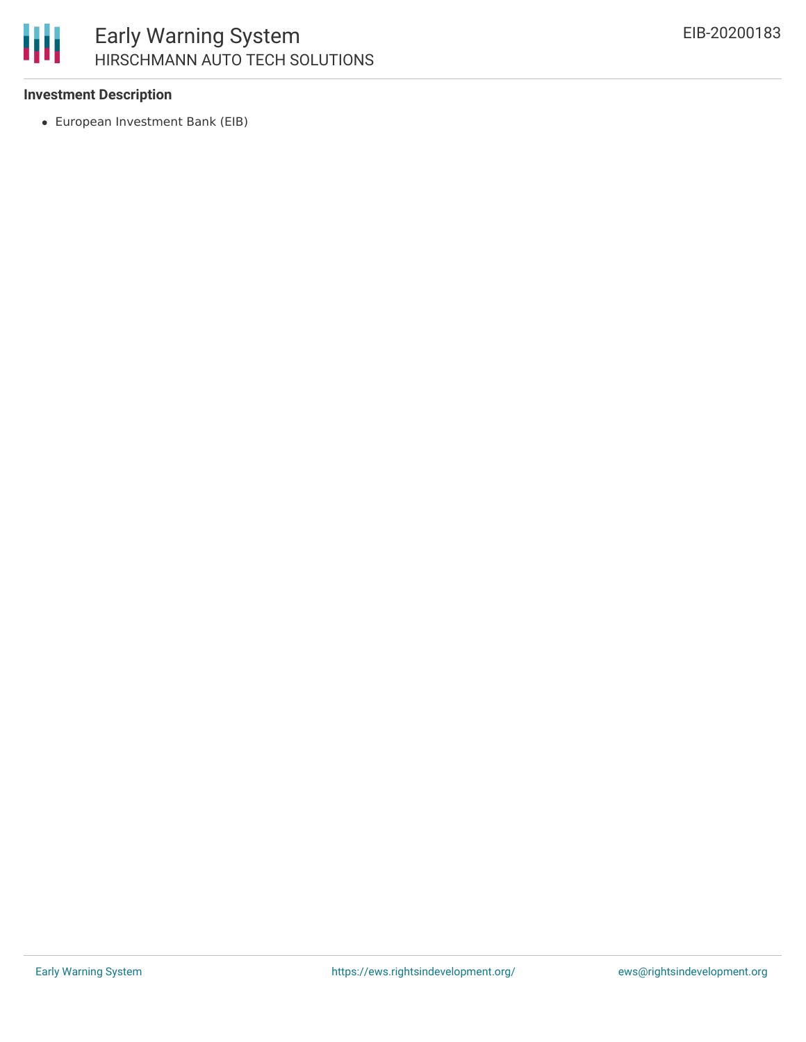### Investment Description

- European Investment Bank (EIB)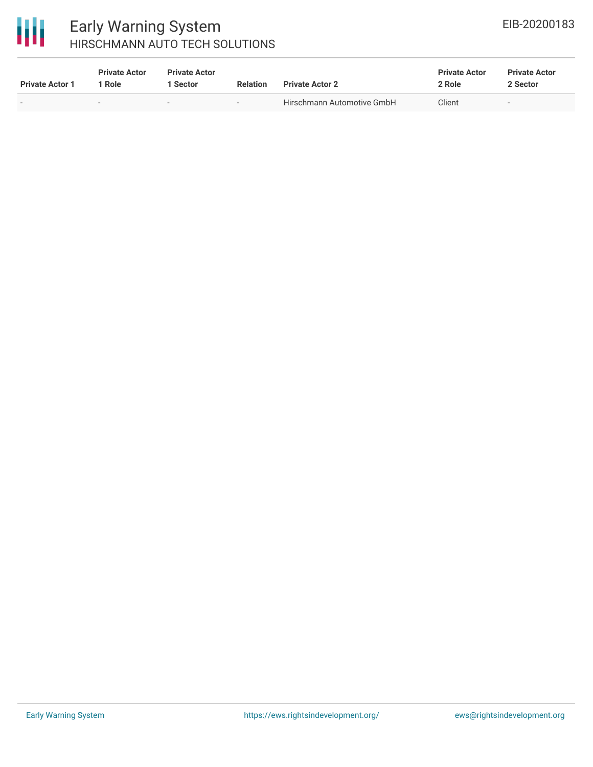| Private Actor 1 | Private Actor 1 Role | Private Actor 1 Sector | Relation | Private Actor 2 | Private Actor 2 Role | Private Actor 2 Sector |
|---|---|---|---|---|---|---|
| - | - | - | - | Hirschmann Automotive GmbH | Client | - |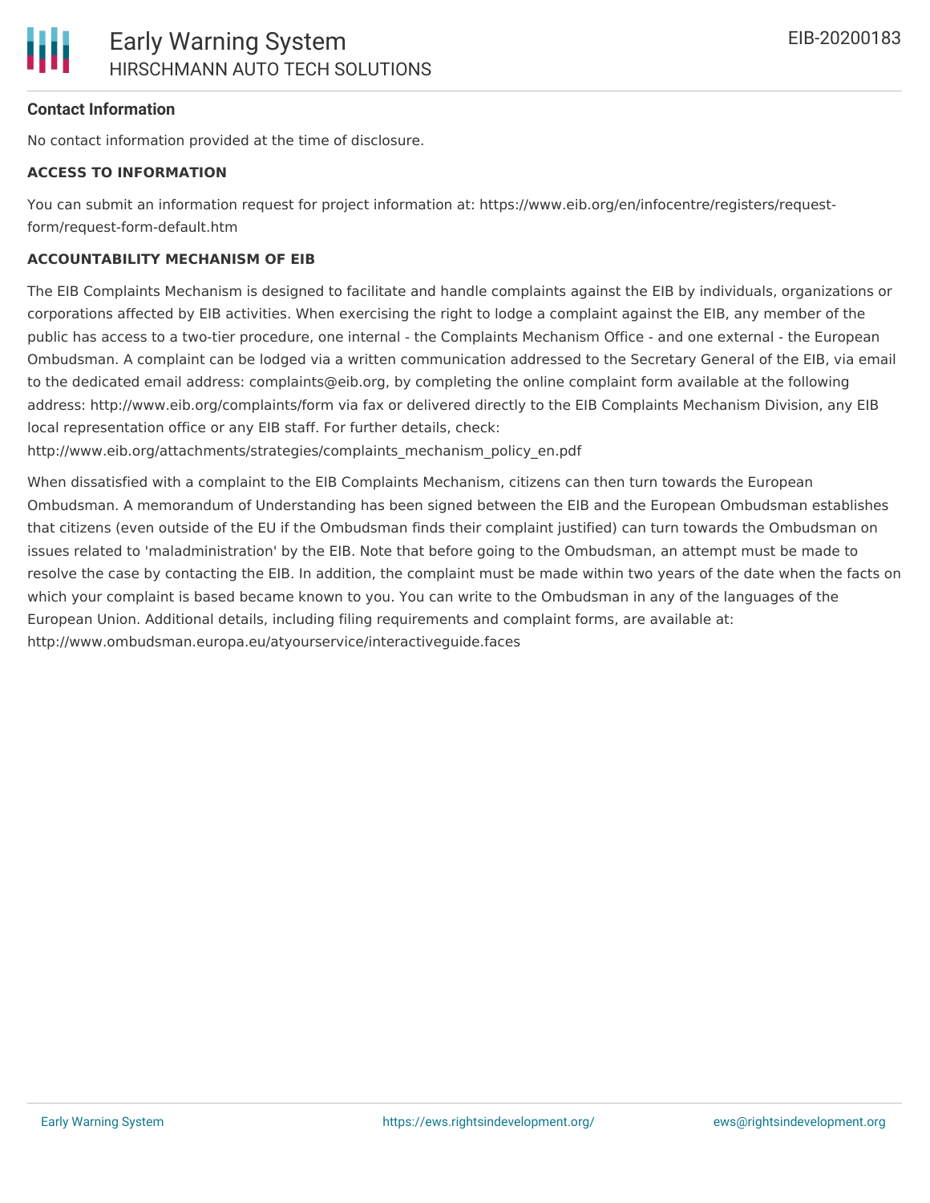### Contact Information

No contact information provided at the time of disclosure.

**ACCESS TO INFORMATION**

You can submit an information request for project information at: https://www.eib.org/en/infocentre/registers/request-form/request-form-default.htm

**ACCOUNTABILITY MECHANISM OF EIB**

The EIB Complaints Mechanism is designed to facilitate and handle complaints against the EIB by individuals, organizations or corporations affected by EIB activities. When exercising the right to lodge a complaint against the EIB, any member of the public has access to a two-tier procedure, one internal - the Complaints Mechanism Office - and one external - the European Ombudsman. A complaint can be lodged via a written communication addressed to the Secretary General of the EIB, via email to the dedicated email address: complaints@eib.org, by completing the online complaint form available at the following address: http://www.eib.org/complaints/form via fax or delivered directly to the EIB Complaints Mechanism Division, any EIB local representation office or any EIB staff. For further details, check: http://www.eib.org/attachments/strategies/complaints_mechanism_policy_en.pdf

When dissatisfied with a complaint to the EIB Complaints Mechanism, citizens can then turn towards the European Ombudsman. A memorandum of Understanding has been signed between the EIB and the European Ombudsman establishes that citizens (even outside of the EU if the Ombudsman finds their complaint justified) can turn towards the Ombudsman on issues related to 'maladministration' by the EIB. Note that before going to the Ombudsman, an attempt must be made to resolve the case by contacting the EIB. In addition, the complaint must be made within two years of the date when the facts on which your complaint is based became known to you. You can write to the Ombudsman in any of the languages of the European Union. Additional details, including filing requirements and complaint forms, are available at: http://www.ombudsman.europa.eu/atyourservice/interactiveguide.faces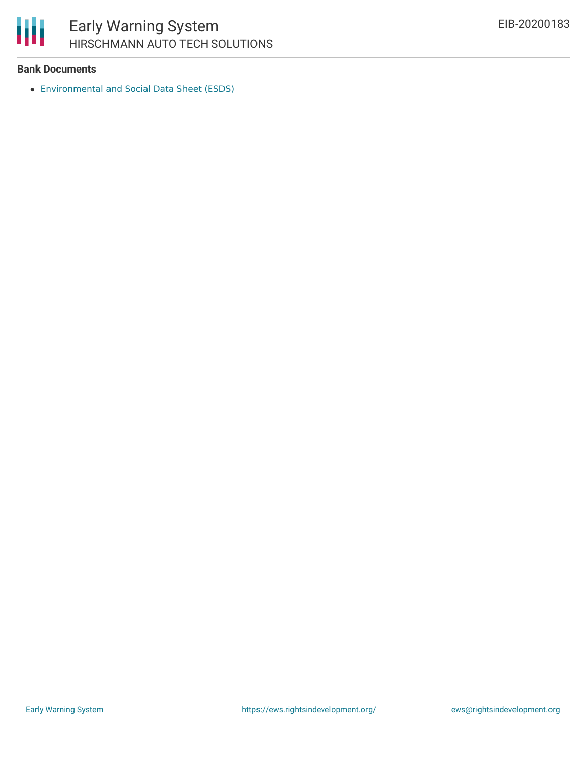**Bank Documents**

- Environmental and Social Data Sheet (ESDS)